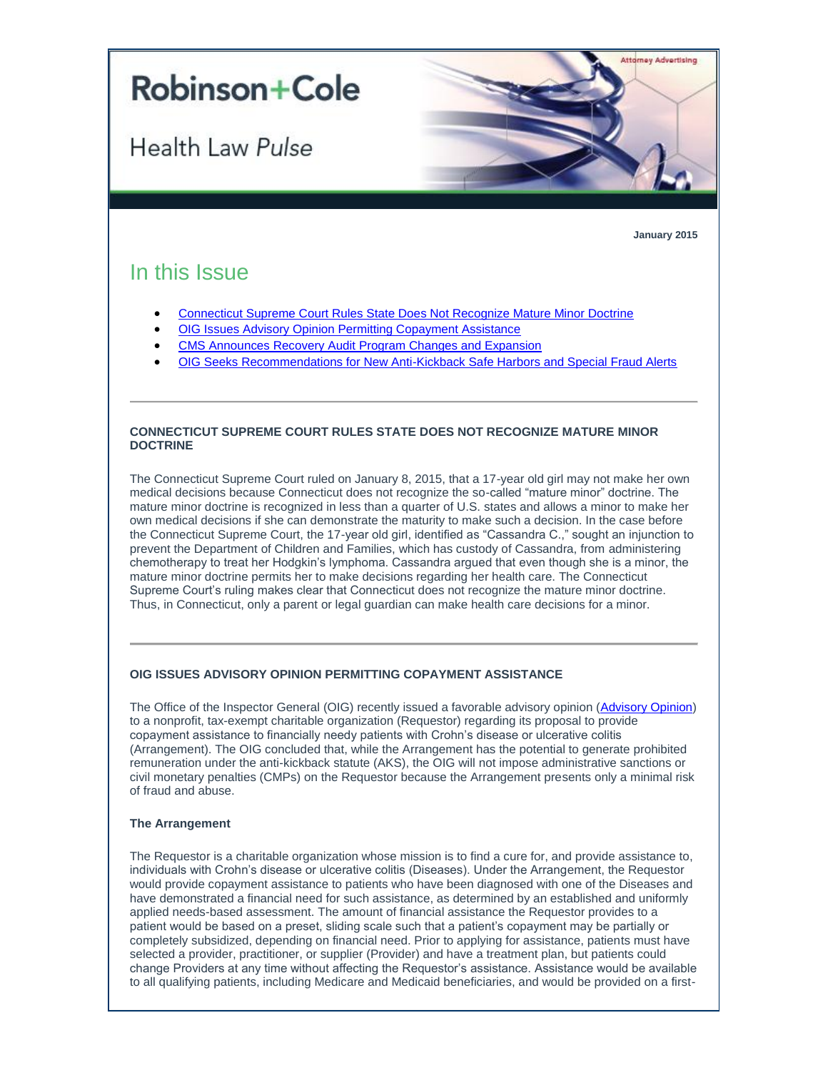Attorney Advertising

# Robinson+Cole

## Health Law *Pulse*

**January 2015**

## In this Issue

- Connecticut Supreme Court Rules State Does Not Recognize Mature Minor Doctrine
- OIG Issues Advisory Opinion Permitting Copayment Assistance
- CMS Announces Recovery Audit Program Changes and Expansion
- OIG Seeks Recommendations for New Anti-Kickback Safe Harbors and Special Fraud Alerts

---

### CONNECTICUT SUPREME COURT RULES STATE DOES NOT RECOGNIZE MATURE MINOR DOCTRINE

The Connecticut Supreme Court ruled on January 8, 2015, that a 17-year old girl may not make her own medical decisions because Connecticut does not recognize the so-called "mature minor" doctrine. The mature minor doctrine is recognized in less than a quarter of U.S. states and allows a minor to make her own medical decisions if she can demonstrate the maturity to make such a decision. In the case before the Connecticut Supreme Court, the 17-year old girl, identified as "Cassandra C.," sought an injunction to prevent the Department of Children and Families, which has custody of Cassandra, from administering chemotherapy to treat her Hodgkin's lymphoma. Cassandra argued that even though she is a minor, the mature minor doctrine permits her to make decisions regarding her health care. The Connecticut Supreme Court's ruling makes clear that Connecticut does not recognize the mature minor doctrine. Thus, in Connecticut, only a parent or legal guardian can make health care decisions for a minor.

---

### OIG ISSUES ADVISORY OPINION PERMITTING COPAYMENT ASSISTANCE

The Office of the Inspector General (OIG) recently issued a favorable advisory opinion (Advisory Opinion) to a nonprofit, tax-exempt charitable organization (Requestor) regarding its proposal to provide copayment assistance to financially needy patients with Crohn's disease or ulcerative colitis (Arrangement). The OIG concluded that, while the Arrangement has the potential to generate prohibited remuneration under the anti-kickback statute (AKS), the OIG will not impose administrative sanctions or civil monetary penalties (CMPs) on the Requestor because the Arrangement presents only a minimal risk of fraud and abuse.

#### The Arrangement

The Requestor is a charitable organization whose mission is to find a cure for, and provide assistance to, individuals with Crohn's disease or ulcerative colitis (Diseases). Under the Arrangement, the Requestor would provide copayment assistance to patients who have been diagnosed with one of the Diseases and have demonstrated a financial need for such assistance, as determined by an established and uniformly applied needs-based assessment. The amount of financial assistance the Requestor provides to a patient would be based on a preset, sliding scale such that a patient's copayment may be partially or completely subsidized, depending on financial need. Prior to applying for assistance, patients must have selected a provider, practitioner, or supplier (Provider) and have a treatment plan, but patients could change Providers at any time without affecting the Requestor's assistance. Assistance would be available to all qualifying patients, including Medicare and Medicaid beneficiaries, and would be provided on a first-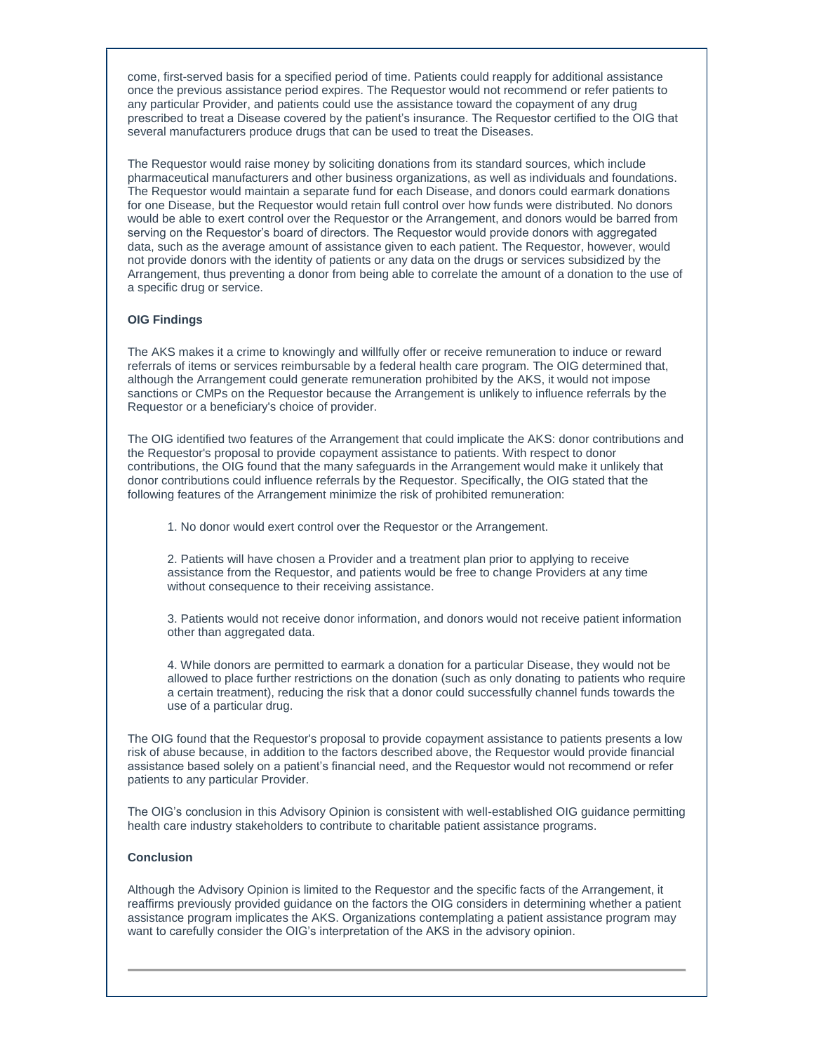come, first-served basis for a specified period of time. Patients could reapply for additional assistance once the previous assistance period expires. The Requestor would not recommend or refer patients to any particular Provider, and patients could use the assistance toward the copayment of any drug prescribed to treat a Disease covered by the patient's insurance. The Requestor certified to the OIG that several manufacturers produce drugs that can be used to treat the Diseases.

The Requestor would raise money by soliciting donations from its standard sources, which include pharmaceutical manufacturers and other business organizations, as well as individuals and foundations. The Requestor would maintain a separate fund for each Disease, and donors could earmark donations for one Disease, but the Requestor would retain full control over how funds were distributed. No donors would be able to exert control over the Requestor or the Arrangement, and donors would be barred from serving on the Requestor's board of directors. The Requestor would provide donors with aggregated data, such as the average amount of assistance given to each patient. The Requestor, however, would not provide donors with the identity of patients or any data on the drugs or services subsidized by the Arrangement, thus preventing a donor from being able to correlate the amount of a donation to the use of a specific drug or service.

**OIG Findings**

The AKS makes it a crime to knowingly and willfully offer or receive remuneration to induce or reward referrals of items or services reimbursable by a federal health care program. The OIG determined that, although the Arrangement could generate remuneration prohibited by the AKS, it would not impose sanctions or CMPs on the Requestor because the Arrangement is unlikely to influence referrals by the Requestor or a beneficiary's choice of provider.

The OIG identified two features of the Arrangement that could implicate the AKS: donor contributions and the Requestor's proposal to provide copayment assistance to patients. With respect to donor contributions, the OIG found that the many safeguards in the Arrangement would make it unlikely that donor contributions could influence referrals by the Requestor. Specifically, the OIG stated that the following features of the Arrangement minimize the risk of prohibited remuneration:

1. No donor would exert control over the Requestor or the Arrangement.

2. Patients will have chosen a Provider and a treatment plan prior to applying to receive assistance from the Requestor, and patients would be free to change Providers at any time without consequence to their receiving assistance.

3. Patients would not receive donor information, and donors would not receive patient information other than aggregated data.

4. While donors are permitted to earmark a donation for a particular Disease, they would not be allowed to place further restrictions on the donation (such as only donating to patients who require a certain treatment), reducing the risk that a donor could successfully channel funds towards the use of a particular drug.

The OIG found that the Requestor's proposal to provide copayment assistance to patients presents a low risk of abuse because, in addition to the factors described above, the Requestor would provide financial assistance based solely on a patient's financial need, and the Requestor would not recommend or refer patients to any particular Provider.

The OIG's conclusion in this Advisory Opinion is consistent with well-established OIG guidance permitting health care industry stakeholders to contribute to charitable patient assistance programs.

**Conclusion**

Although the Advisory Opinion is limited to the Requestor and the specific facts of the Arrangement, it reaffirms previously provided guidance on the factors the OIG considers in determining whether a patient assistance program implicates the AKS. Organizations contemplating a patient assistance program may want to carefully consider the OIG's interpretation of the AKS in the advisory opinion.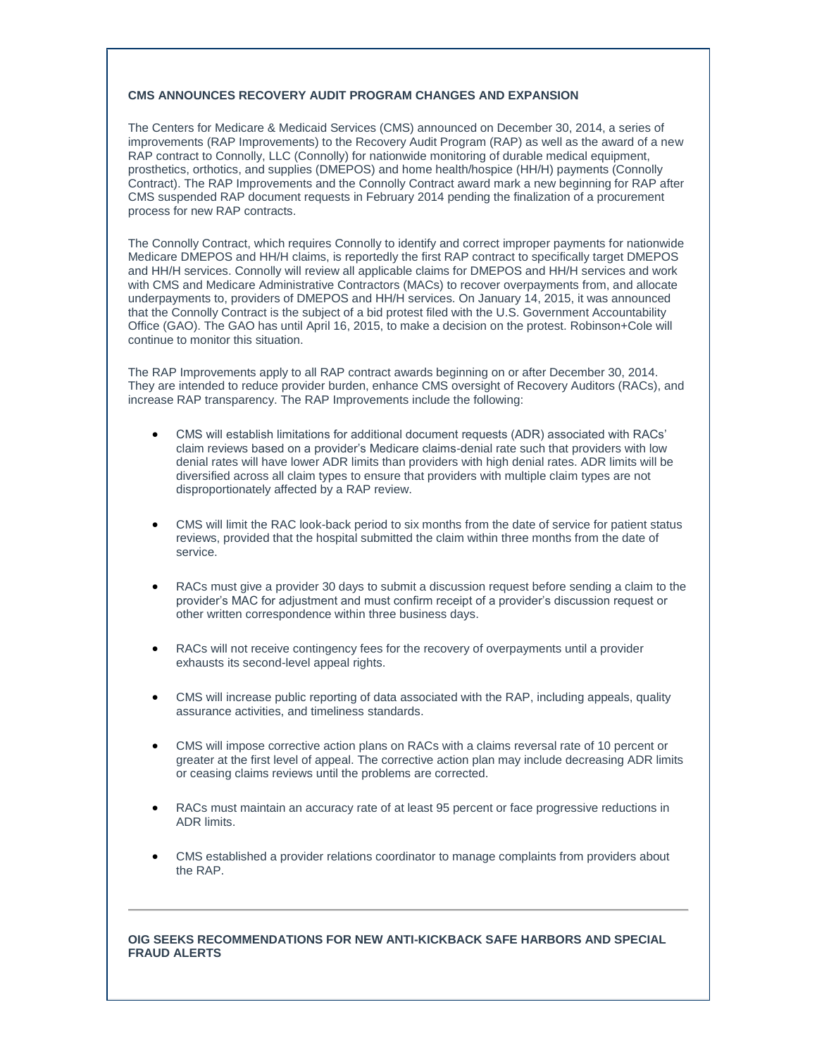**CMS ANNOUNCES RECOVERY AUDIT PROGRAM CHANGES AND EXPANSION**

The Centers for Medicare & Medicaid Services (CMS) announced on December 30, 2014, a series of improvements (RAP Improvements) to the Recovery Audit Program (RAP) as well as the award of a new RAP contract to Connolly, LLC (Connolly) for nationwide monitoring of durable medical equipment, prosthetics, orthotics, and supplies (DMEPOS) and home health/hospice (HH/H) payments (Connolly Contract). The RAP Improvements and the Connolly Contract award mark a new beginning for RAP after CMS suspended RAP document requests in February 2014 pending the finalization of a procurement process for new RAP contracts.

The Connolly Contract, which requires Connolly to identify and correct improper payments for nationwide Medicare DMEPOS and HH/H claims, is reportedly the first RAP contract to specifically target DMEPOS and HH/H services. Connolly will review all applicable claims for DMEPOS and HH/H services and work with CMS and Medicare Administrative Contractors (MACs) to recover overpayments from, and allocate underpayments to, providers of DMEPOS and HH/H services. On January 14, 2015, it was announced that the Connolly Contract is the subject of a bid protest filed with the U.S. Government Accountability Office (GAO). The GAO has until April 16, 2015, to make a decision on the protest. Robinson+Cole will continue to monitor this situation.

The RAP Improvements apply to all RAP contract awards beginning on or after December 30, 2014. They are intended to reduce provider burden, enhance CMS oversight of Recovery Auditors (RACs), and increase RAP transparency. The RAP Improvements include the following:

- CMS will establish limitations for additional document requests (ADR) associated with RACs' claim reviews based on a provider's Medicare claims-denial rate such that providers with low denial rates will have lower ADR limits than providers with high denial rates. ADR limits will be diversified across all claim types to ensure that providers with multiple claim types are not disproportionately affected by a RAP review.
- CMS will limit the RAC look-back period to six months from the date of service for patient status reviews, provided that the hospital submitted the claim within three months from the date of service.
- RACs must give a provider 30 days to submit a discussion request before sending a claim to the provider's MAC for adjustment and must confirm receipt of a provider's discussion request or other written correspondence within three business days.
- RACs will not receive contingency fees for the recovery of overpayments until a provider exhausts its second-level appeal rights.
- CMS will increase public reporting of data associated with the RAP, including appeals, quality assurance activities, and timeliness standards.
- CMS will impose corrective action plans on RACs with a claims reversal rate of 10 percent or greater at the first level of appeal. The corrective action plan may include decreasing ADR limits or ceasing claims reviews until the problems are corrected.
- RACs must maintain an accuracy rate of at least 95 percent or face progressive reductions in ADR limits.
- CMS established a provider relations coordinator to manage complaints from providers about the RAP.

---

**OIG SEEKS RECOMMENDATIONS FOR NEW ANTI-KICKBACK SAFE HARBORS AND SPECIAL FRAUD ALERTS**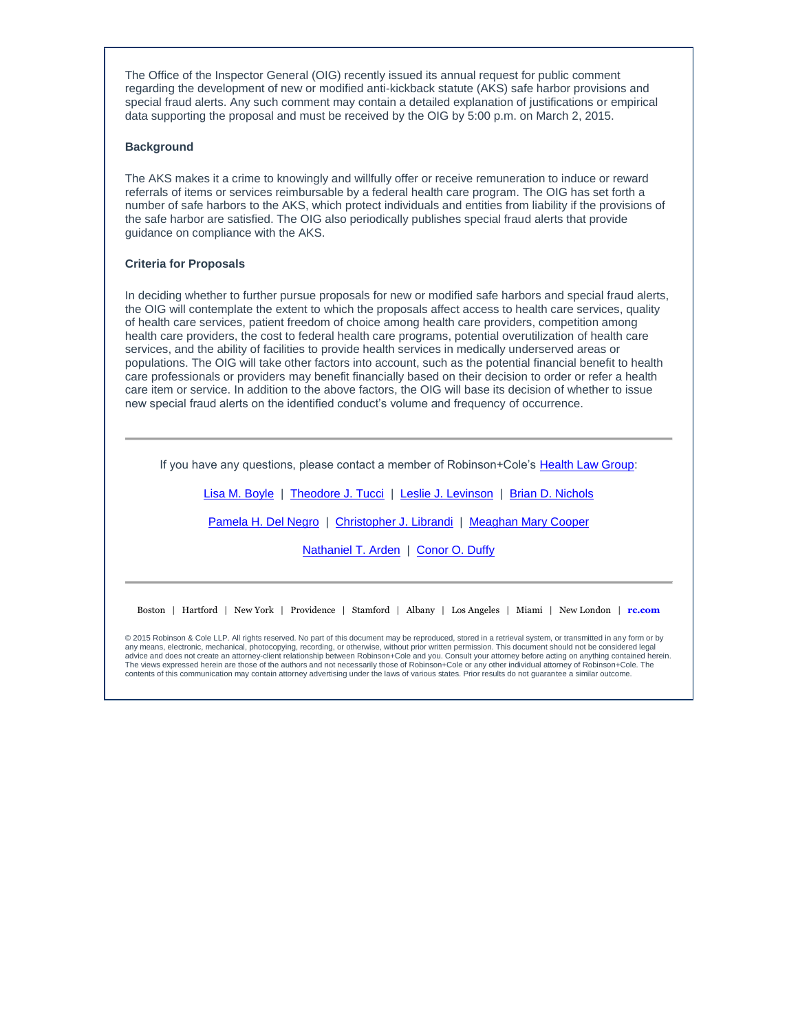The Office of the Inspector General (OIG) recently issued its annual request for public comment regarding the development of new or modified anti-kickback statute (AKS) safe harbor provisions and special fraud alerts. Any such comment may contain a detailed explanation of justifications or empirical data supporting the proposal and must be received by the OIG by 5:00 p.m. on March 2, 2015.

**Background**

The AKS makes it a crime to knowingly and willfully offer or receive remuneration to induce or reward referrals of items or services reimbursable by a federal health care program. The OIG has set forth a number of safe harbors to the AKS, which protect individuals and entities from liability if the provisions of the safe harbor are satisfied. The OIG also periodically publishes special fraud alerts that provide guidance on compliance with the AKS.

**Criteria for Proposals**

In deciding whether to further pursue proposals for new or modified safe harbors and special fraud alerts, the OIG will contemplate the extent to which the proposals affect access to health care services, quality of health care services, patient freedom of choice among health care providers, competition among health care providers, the cost to federal health care programs, potential overutilization of health care services, and the ability of facilities to provide health services in medically underserved areas or populations. The OIG will take other factors into account, such as the potential financial benefit to health care professionals or providers may benefit financially based on their decision to order or refer a health care item or service. In addition to the above factors, the OIG will base its decision of whether to issue new special fraud alerts on the identified conduct's volume and frequency of occurrence.

---

If you have any questions, please contact a member of Robinson+Cole's Health Law Group:

Lisa M. Boyle | Theodore J. Tucci | Leslie J. Levinson | Brian D. Nichols

Pamela H. Del Negro | Christopher J. Librandi | Meaghan Mary Cooper

Nathaniel T. Arden | Conor O. Duffy

---

Boston | Hartford | New York | Providence | Stamford | Albany | Los Angeles | Miami | New London | **rc.com**

© 2015 Robinson & Cole LLP. All rights reserved. No part of this document may be reproduced, stored in a retrieval system, or transmitted in any form or by any means, electronic, mechanical, photocopying, recording, or otherwise, without prior written permission. This document should not be considered legal advice and does not create an attorney-client relationship between Robinson+Cole and you. Consult your attorney before acting on anything contained herein. The views expressed herein are those of the authors and not necessarily those of Robinson+Cole or any other individual attorney of Robinson+Cole. The contents of this communication may contain attorney advertising under the laws of various states. Prior results do not guarantee a similar outcome.